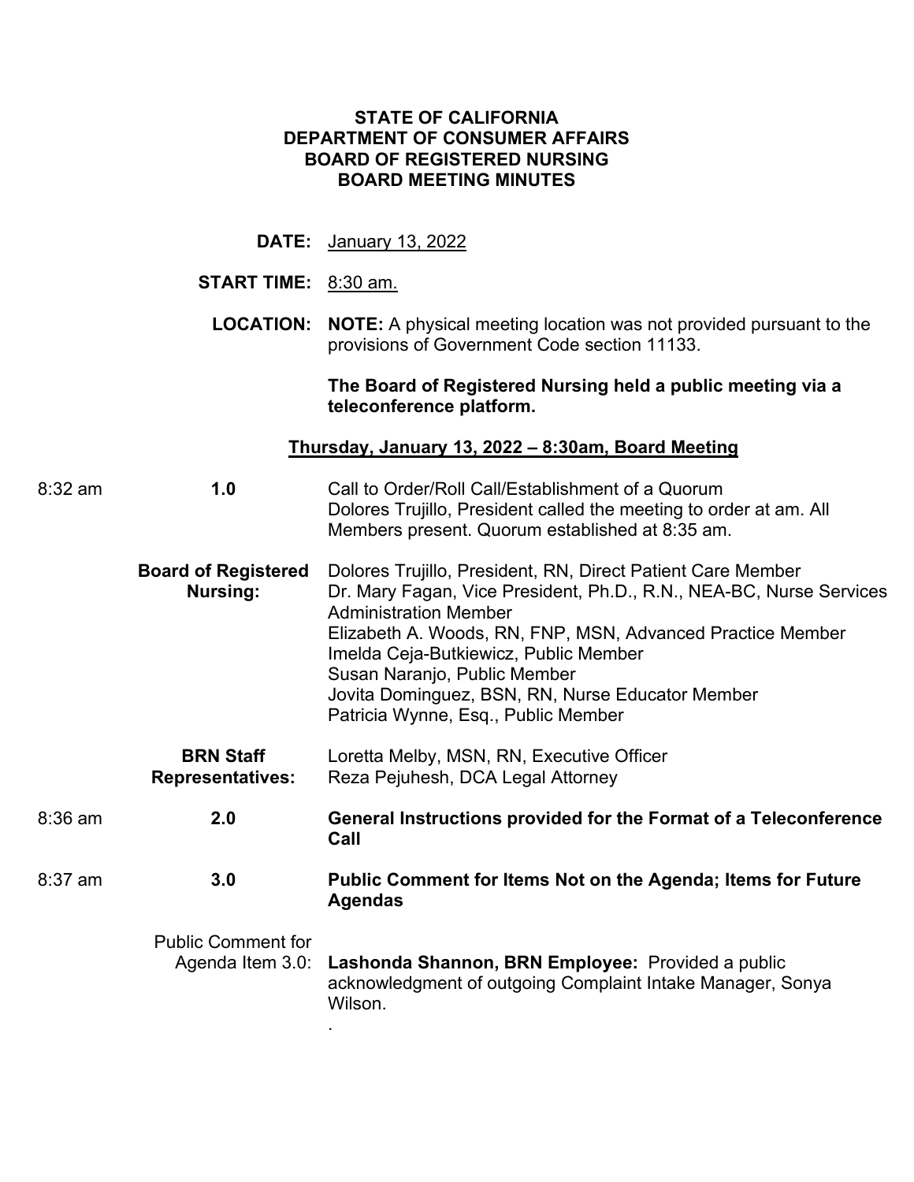# STATE OF CALIFORNIA
# DEPARTMENT OF CONSUMER AFFAIRS
# BOARD OF REGISTERED NURSING
# BOARD MEETING MINUTES

**DATE:** January 13, 2022

**START TIME:** 8:30 am.

**LOCATION:** **NOTE:** A physical meeting location was not provided pursuant to the provisions of Government Code section 11133.

**The Board of Registered Nursing held a public meeting via a teleconference platform.**

## Thursday, January 13, 2022 – 8:30am, Board Meeting

8:32 am **1.0** Call to Order/Roll Call/Establishment of a Quorum
Dolores Trujillo, President called the meeting to order at am. All Members present. Quorum established at 8:35 am.

**Board of Registered Nursing:**
Dolores Trujillo, President, RN, Direct Patient Care Member
Dr. Mary Fagan, Vice President, Ph.D., R.N., NEA-BC, Nurse Services Administration Member
Elizabeth A. Woods, RN, FNP, MSN, Advanced Practice Member
Imelda Ceja-Butkiewicz, Public Member
Susan Naranjo, Public Member
Jovita Dominguez, BSN, RN, Nurse Educator Member
Patricia Wynne, Esq., Public Member

**BRN Staff Representatives:**
Loretta Melby, MSN, RN, Executive Officer
Reza Pejuhesh, DCA Legal Attorney

8:36 am **2.0** **General Instructions provided for the Format of a Teleconference Call**

8:37 am **3.0** **Public Comment for Items Not on the Agenda; Items for Future Agendas**

Public Comment for Agenda Item 3.0: **Lashonda Shannon, BRN Employee:** Provided a public acknowledgment of outgoing Complaint Intake Manager, Sonya Wilson.

.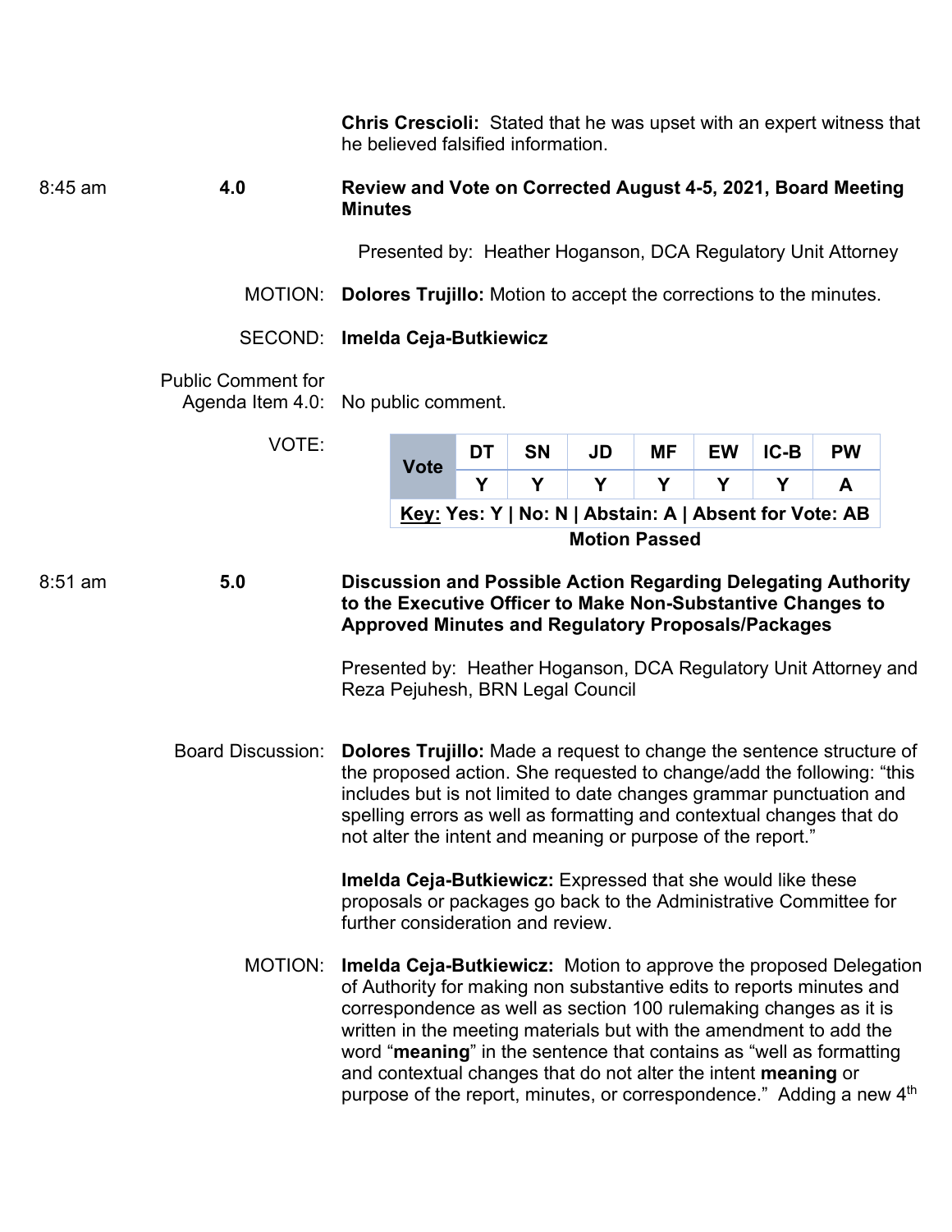**Chris Crescioli:** Stated that he was upset with an expert witness that he believed falsified information.

8:45 am **4.0** **Review and Vote on Corrected August 4-5, 2021, Board Meeting Minutes**

Presented by: Heather Hoganson, DCA Regulatory Unit Attorney

MOTION: **Dolores Trujillo:** Motion to accept the corrections to the minutes.

SECOND: **Imelda Ceja-Butkiewicz**

Public Comment for Agenda Item 4.0: No public comment.

VOTE:

| Vote | DT | SN | JD | MF | EW | IC-B | PW |
|---|---|---|---|---|---|---|---|
| | Y | Y | Y | Y | Y | Y | A |
| **Key: Yes: Y \| No: N \| Abstain: A \| Absent for Vote: AB** | | | | | | | |

**Motion Passed**

8:51 am **5.0** **Discussion and Possible Action Regarding Delegating Authority to the Executive Officer to Make Non-Substantive Changes to Approved Minutes and Regulatory Proposals/Packages**

Presented by: Heather Hoganson, DCA Regulatory Unit Attorney and Reza Pejuhesh, BRN Legal Council

Board Discussion: **Dolores Trujillo:** Made a request to change the sentence structure of the proposed action. She requested to change/add the following: "this includes but is not limited to date changes grammar punctuation and spelling errors as well as formatting and contextual changes that do not alter the intent and meaning or purpose of the report."

**Imelda Ceja-Butkiewicz:** Expressed that she would like these proposals or packages go back to the Administrative Committee for further consideration and review.

MOTION: **Imelda Ceja-Butkiewicz:** Motion to approve the proposed Delegation of Authority for making non substantive edits to reports minutes and correspondence as well as section 100 rulemaking changes as it is written in the meeting materials but with the amendment to add the word "**meaning**" in the sentence that contains as "well as formatting and contextual changes that do not alter the intent **meaning** or purpose of the report, minutes, or correspondence." Adding a new 4th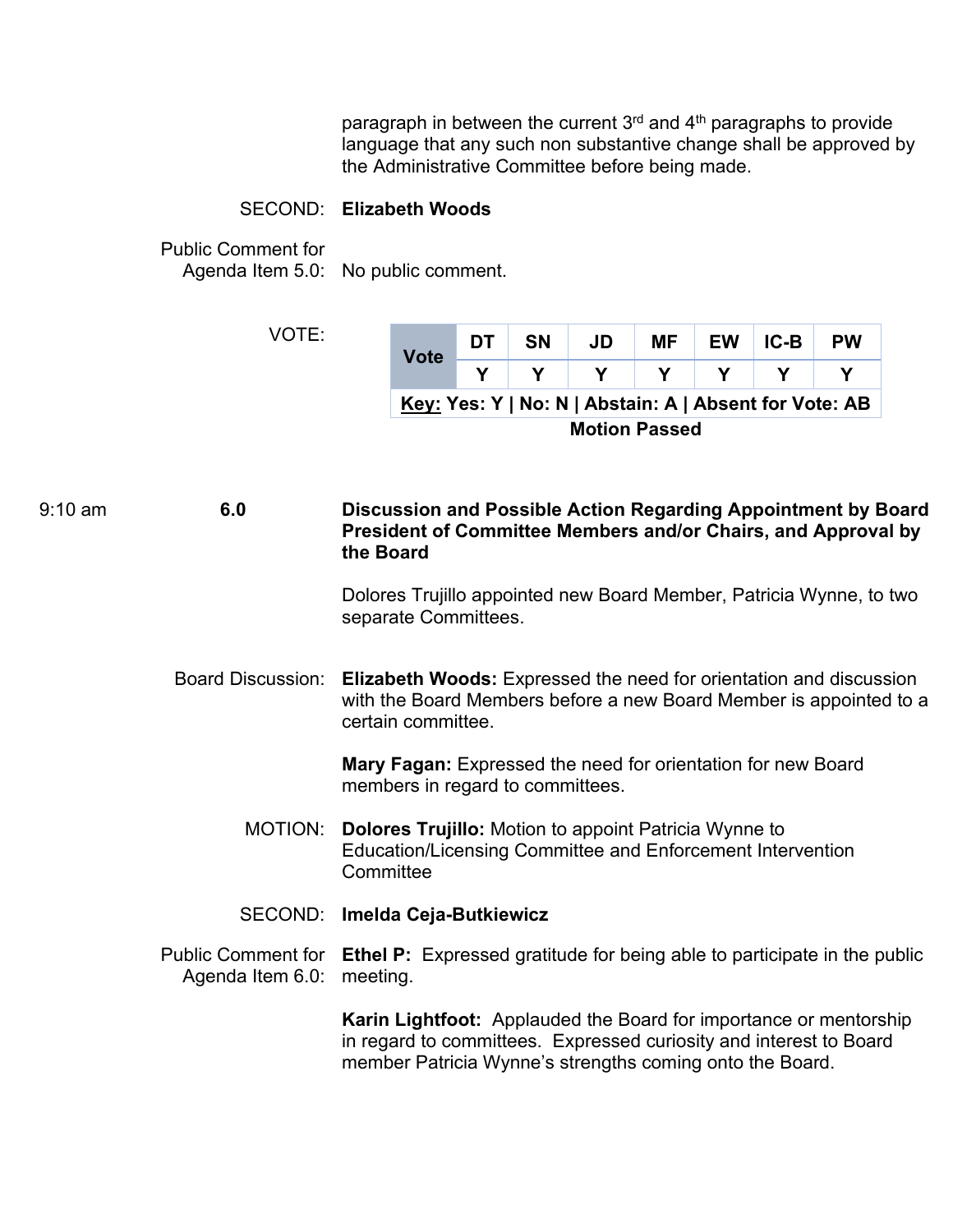paragraph in between the current 3rd and 4th paragraphs to provide language that any such non substantive change shall be approved by the Administrative Committee before being made.

SECOND: **Elizabeth Woods**

Public Comment for Agenda Item 5.0: No public comment.

VOTE:

| Vote | DT | SN | JD | MF | EW | IC-B | PW |
|---|---|---|---|---|---|---|---|
| | Y | Y | Y | Y | Y | Y | Y |
| **Key: Yes: Y \| No: N \| Abstain: A \| Absent for Vote: AB** | | | | | | | |

**Motion Passed**

9:10 am **6.0** **Discussion and Possible Action Regarding Appointment by Board President of Committee Members and/or Chairs, and Approval by the Board**

Dolores Trujillo appointed new Board Member, Patricia Wynne, to two separate Committees.

Board Discussion: **Elizabeth Woods:** Expressed the need for orientation and discussion with the Board Members before a new Board Member is appointed to a certain committee.

**Mary Fagan:** Expressed the need for orientation for new Board members in regard to committees.

MOTION: **Dolores Trujillo:** Motion to appoint Patricia Wynne to Education/Licensing Committee and Enforcement Intervention Committee

SECOND: **Imelda Ceja-Butkiewicz**

Public Comment for Agenda Item 6.0: **Ethel P:** Expressed gratitude for being able to participate in the public meeting.

**Karin Lightfoot:** Applauded the Board for importance or mentorship in regard to committees. Expressed curiosity and interest to Board member Patricia Wynne's strengths coming onto the Board.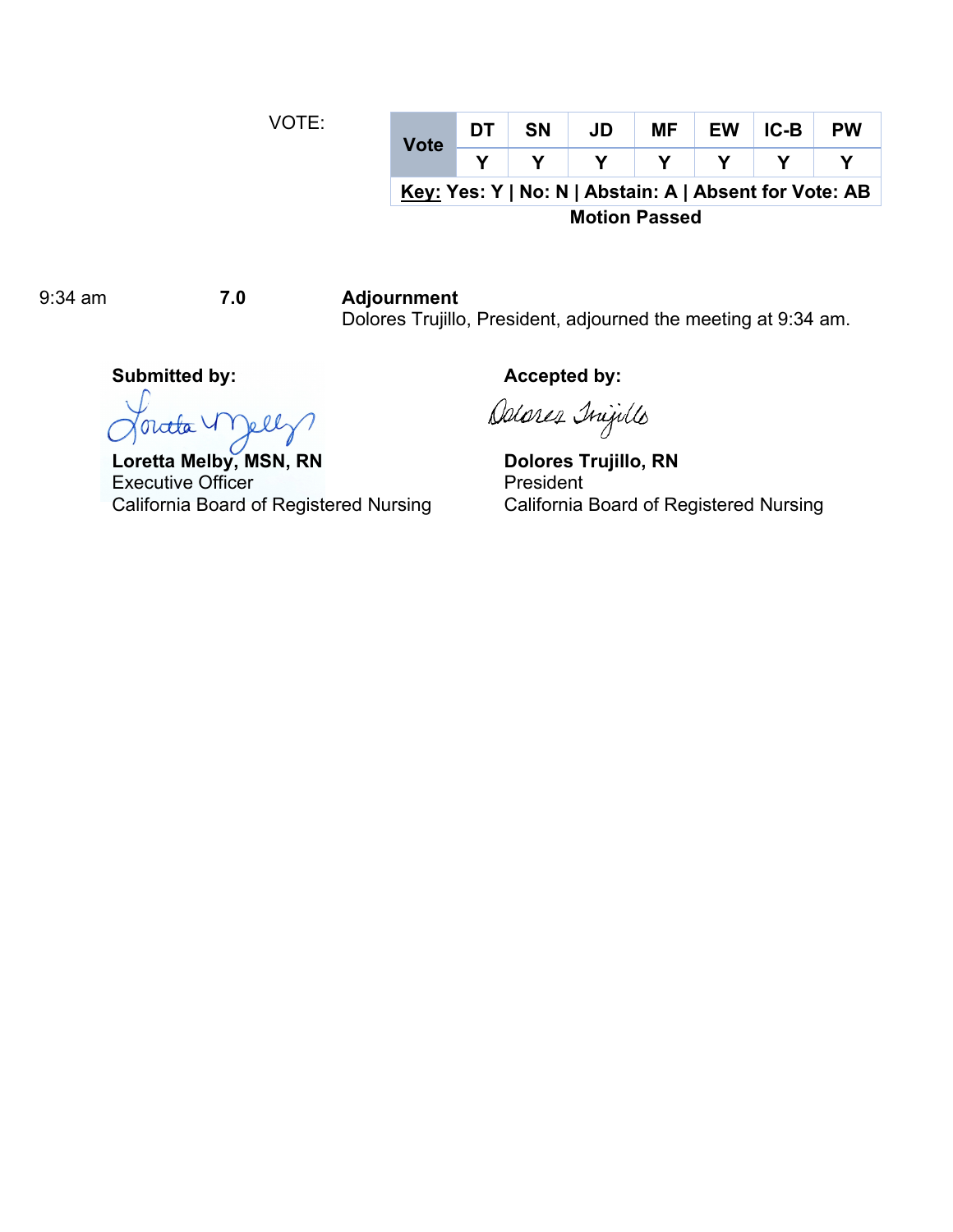VOTE:

| Vote | DT | SN | JD | MF | EW | IC-B | PW |
|---|---|---|---|---|---|---|---|
| | Y | Y | Y | Y | Y | Y | Y |

**Key: Yes: Y | No: N | Abstain: A | Absent for Vote: AB**

**Motion Passed**

9:34 am **7.0** **Adjournment**

Dolores Trujillo, President, adjourned the meeting at 9:34 am.

**Submitted by:**

**Loretta Melby, MSN, RN**
Executive Officer
California Board of Registered Nursing

**Accepted by:**

**Dolores Trujillo, RN**
President
California Board of Registered Nursing